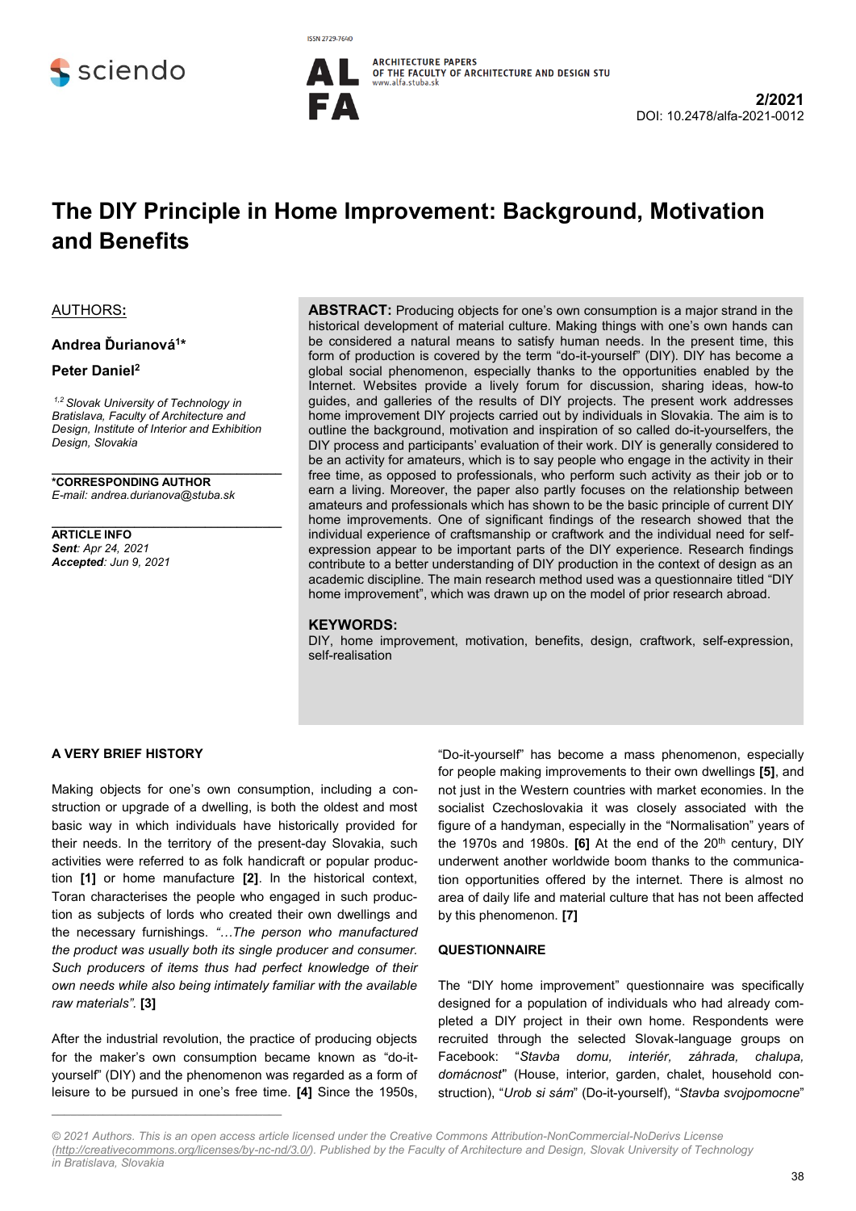# The DIY Principle in Home Improvement: Background, Motivation and Benefits

AUTHORS:

**Andrea Ďurianová[1]***

**Peter Daniel[2]**

*[1,2] Slovak University of Technology in Bratislava, Faculty of Architecture and Design, Institute of Interior and Exhibition Design, Slovakia*

***CORRESPONDING AUTHOR**
*E-mail: andrea.durianova@stuba.sk*

**ARTICLE INFO**
***Sent**: Apr 24, 2021*
***Accepted**: Jun 9, 2021*

**ABSTRACT:** Producing objects for one's own consumption is a major strand in the historical development of material culture. Making things with one's own hands can be considered a natural means to satisfy human needs. In the present time, this form of production is covered by the term "do-it-yourself" (DIY). DIY has become a global social phenomenon, especially thanks to the opportunities enabled by the Internet. Websites provide a lively forum for discussion, sharing ideas, how-to guides, and galleries of the results of DIY projects. The present work addresses home improvement DIY projects carried out by individuals in Slovakia. The aim is to outline the background, motivation and inspiration of so called do-it-yourselfers, the DIY process and participants' evaluation of their work. DIY is generally considered to be an activity for amateurs, which is to say people who engage in the activity in their free time, as opposed to professionals, who perform such activity as their job or to earn a living. Moreover, the paper also partly focuses on the relationship between amateurs and professionals which has shown to be the basic principle of current DIY home improvements. One of significant findings of the research showed that the individual experience of craftsmanship or craftwork and the individual need for self-expression appear to be important parts of the DIY experience. Research findings contribute to a better understanding of DIY production in the context of design as an academic discipline. The main research method used was a questionnaire titled "DIY home improvement", which was drawn up on the model of prior research abroad.

**KEYWORDS:**
DIY, home improvement, motivation, benefits, design, craftwork, self-expression, self-realisation

## A VERY BRIEF HISTORY

Making objects for one's own consumption, including a construction or upgrade of a dwelling, is both the oldest and most basic way in which individuals have historically provided for their needs. In the territory of the present-day Slovakia, such activities were referred to as folk handicraft or popular production **[1]** or home manufacture **[2]**. In the historical context, Toran characterises the people who engaged in such production as subjects of lords who created their own dwellings and the necessary furnishings. *"…The person who manufactured the product was usually both its single producer and consumer. Such producers of items thus had perfect knowledge of their own needs while also being intimately familiar with the available raw materials"*. **[3]**

After the industrial revolution, the practice of producing objects for the maker's own consumption became known as "do-it-yourself" (DIY) and the phenomenon was regarded as a form of leisure to be pursued in one's free time. **[4]** Since the 1950s, "Do-it-yourself" has become a mass phenomenon, especially for people making improvements to their own dwellings **[5]**, and not just in the Western countries with market economies. In the socialist Czechoslovakia it was closely associated with the figure of a handyman, especially in the "Normalisation" years of the 1970s and 1980s. **[6]** At the end of the 20th century, DIY underwent another worldwide boom thanks to the communication opportunities offered by the internet. There is almost no area of daily life and material culture that has not been affected by this phenomenon. **[7]**

## QUESTIONNAIRE

The "DIY home improvement" questionnaire was specifically designed for a population of individuals who had already completed a DIY project in their own home. Respondents were recruited through the selected Slovak-language groups on Facebook: "*Stavba domu, interiér, záhrada, chalupa, domácnosť*" (House, interior, garden, chalet, household construction), "*Urob si sám*" (Do-it-yourself), "*Stavba svojpomocne*"

© 2021 Authors. This is an open access article licensed under the Creative Commons Attribution-NonCommercial-NoDerivs License (http://creativecommons.org/licenses/by-nc-nd/3.0/). Published by the Faculty of Architecture and Design, Slovak University of Technology in Bratislava, Slovakia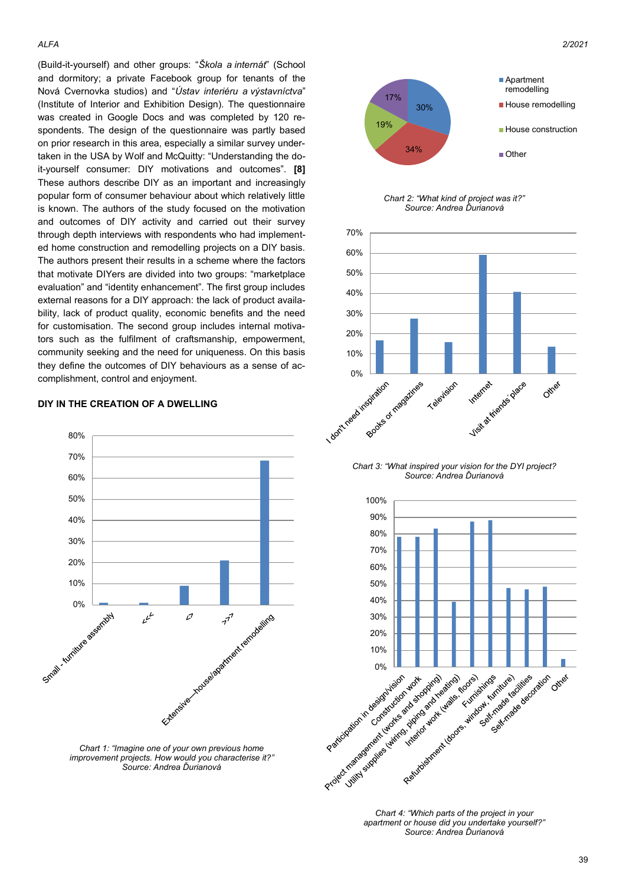(Build-it-yourself) and other groups: "*Škola a internát*" (School and dormitory; a private Facebook group for tenants of the Nová Cvernovka studios) and "*Ústav interiéru a výstavníctva*" (Institute of Interior and Exhibition Design). The questionnaire was created in Google Docs and was completed by 120 respondents. The design of the questionnaire was partly based on prior research in this area, especially a similar survey undertaken in the USA by Wolf and McQuitty: "Understanding the do-it-yourself consumer: DIY motivations and outcomes". **[8]** These authors describe DIY as an important and increasingly popular form of consumer behaviour about which relatively little is known. The authors of the study focused on the motivation and outcomes of DIY activity and carried out their survey through depth interviews with respondents who had implemented home construction and remodelling projects on a DIY basis. The authors present their results in a scheme where the factors that motivate DIYers are divided into two groups: "marketplace evaluation" and "identity enhancement". The first group includes external reasons for a DIY approach: the lack of product availability, lack of product quality, economic benefits and the need for customisation. The second group includes internal motivators such as the fulfilment of craftsmanship, empowerment, community seeking and the need for uniqueness. On this basis they define the outcomes of DIY behaviours as a sense of accomplishment, control and enjoyment.

## DIY IN THE CREATION OF A DWELLING

*Chart 1: "Imagine one of your own previous home improvement projects. How would you characterise it?" Source: Andrea Ďurianová*

*Chart 2: "What kind of project was it?" Source: Andrea Ďurianová*

*Chart 3: "What inspired your vision for the DYI project? Source: Andrea Ďurianová*

*Chart 4: "Which parts of the project in your apartment or house did you undertake yourself?" Source: Andrea Ďurianová*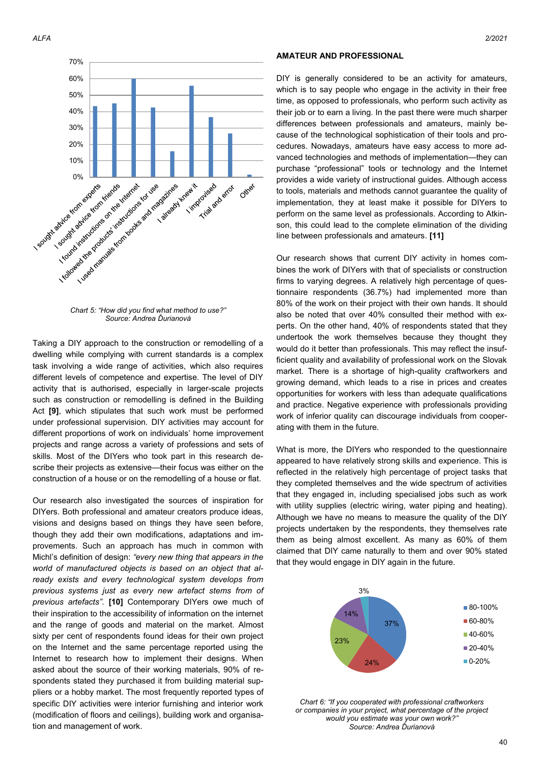Chart 5: "How did you find what method to use?"
Source: Andrea Ďurianová

Taking a DIY approach to the construction or remodelling of a dwelling while complying with current standards is a complex task involving a wide range of activities, which also requires different levels of competence and expertise. The level of DIY activity that is authorised, especially in larger-scale projects such as construction or remodelling is defined in the Building Act **[9]**, which stipulates that such work must be performed under professional supervision. DIY activities may account for different proportions of work on individuals' home improvement projects and range across a variety of professions and sets of skills. Most of the DIYers who took part in this research describe their projects as extensive—their focus was either on the construction of a house or on the remodelling of a house or flat.

Our research also investigated the sources of inspiration for DIYers. Both professional and amateur creators produce ideas, visions and designs based on things they have seen before, though they add their own modifications, adaptations and improvements. Such an approach has much in common with Michl's definition of design: *"every new thing that appears in the world of manufactured objects is based on an object that already exists and every technological system develops from previous systems just as every new artefact stems from of previous artefacts".* **[10]** Contemporary DIYers owe much of their inspiration to the accessibility of information on the internet and the range of goods and material on the market. Almost sixty per cent of respondents found ideas for their own project on the Internet and the same percentage reported using the Internet to research how to implement their designs. When asked about the source of their working materials, 90% of respondents stated they purchased it from building material suppliers or a hobby market. The most frequently reported types of specific DIY activities were interior furnishing and interior work (modification of floors and ceilings), building work and organisation and management of work.

## AMATEUR AND PROFESSIONAL

DIY is generally considered to be an activity for amateurs, which is to say people who engage in the activity in their free time, as opposed to professionals, who perform such activity as their job or to earn a living. In the past there were much sharper differences between professionals and amateurs, mainly because of the technological sophistication of their tools and procedures. Nowadays, amateurs have easy access to more advanced technologies and methods of implementation—they can purchase "professional" tools or technology and the Internet provides a wide variety of instructional guides. Although access to tools, materials and methods cannot guarantee the quality of implementation, they at least make it possible for DIYers to perform on the same level as professionals. According to Atkinson, this could lead to the complete elimination of the dividing line between professionals and amateurs. **[11]**

Our research shows that current DIY activity in homes combines the work of DIYers with that of specialists or construction firms to varying degrees. A relatively high percentage of questionnaire respondents (36.7%) had implemented more than 80% of the work on their project with their own hands. It should also be noted that over 40% consulted their method with experts. On the other hand, 40% of respondents stated that they undertook the work themselves because they thought they would do it better than professionals. This may reflect the insufficient quality and availability of professional work on the Slovak market. There is a shortage of high-quality craftworkers and growing demand, which leads to a rise in prices and creates opportunities for workers with less than adequate qualifications and practice. Negative experience with professionals providing work of inferior quality can discourage individuals from cooperating with them in the future.

What is more, the DIYers who responded to the questionnaire appeared to have relatively strong skills and experience. This is reflected in the relatively high percentage of project tasks that they completed themselves and the wide spectrum of activities that they engaged in, including specialised jobs such as work with utility supplies (electric wiring, water piping and heating). Although we have no means to measure the quality of the DIY projects undertaken by the respondents, they themselves rate them as being almost excellent. As many as 60% of them claimed that DIY came naturally to them and over 90% stated that they would engage in DIY again in the future.

Chart 6: "If you cooperated with professional craftworkers or companies in your project, what percentage of the project would you estimate was your own work?"
Source: Andrea Ďurianová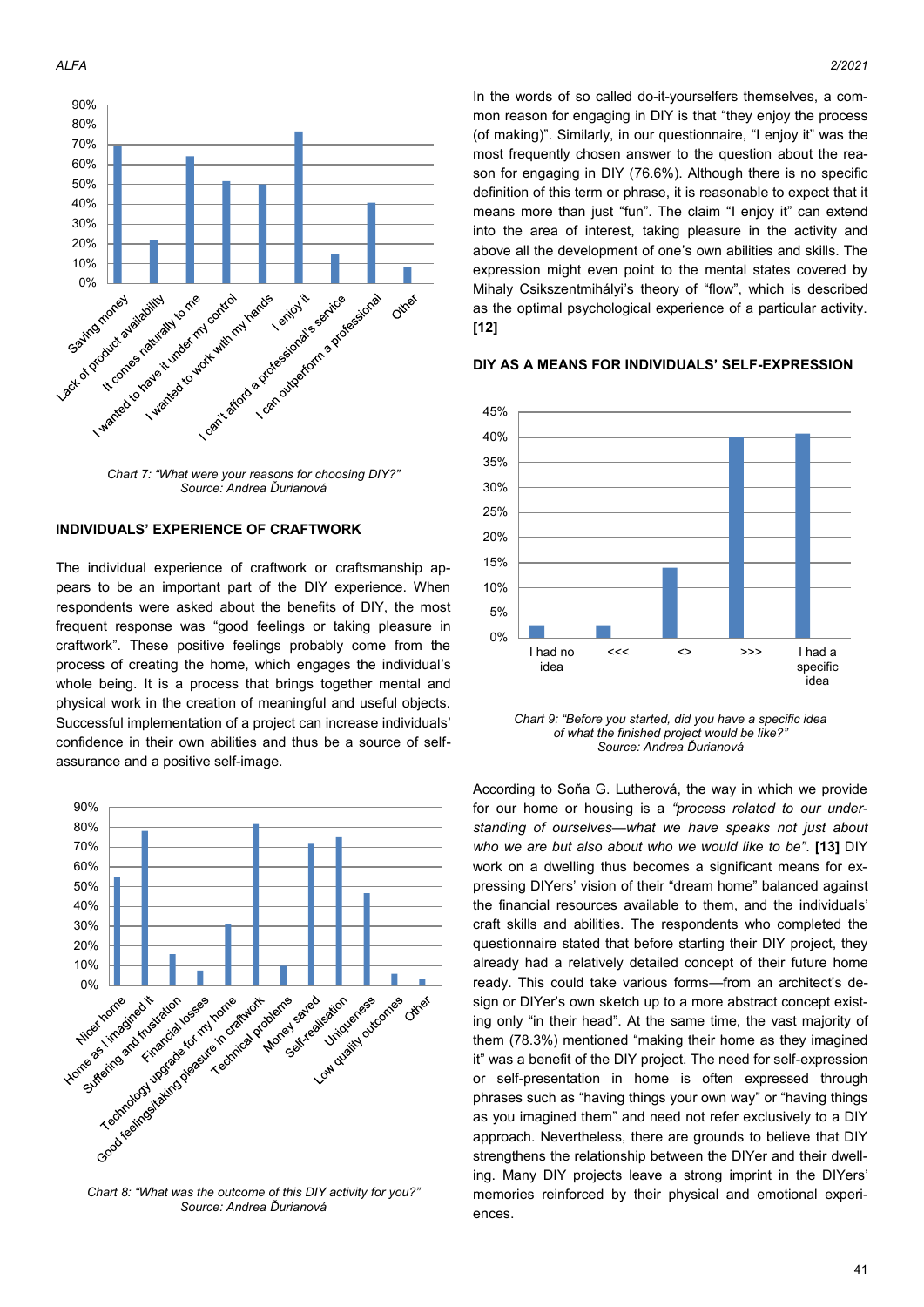Chart 7: "What were your reasons for choosing DIY?"
Source: Andrea Ďurianová

## INDIVIDUALS' EXPERIENCE OF CRAFTWORK

The individual experience of craftwork or craftsmanship appears to be an important part of the DIY experience. When respondents were asked about the benefits of DIY, the most frequent response was "good feelings or taking pleasure in craftwork". These positive feelings probably come from the process of creating the home, which engages the individual's whole being. It is a process that brings together mental and physical work in the creation of meaningful and useful objects. Successful implementation of a project can increase individuals' confidence in their own abilities and thus be a source of self-assurance and a positive self-image.

Chart 8: "What was the outcome of this DIY activity for you?"
Source: Andrea Ďurianová

In the words of so called do-it-yourselfers themselves, a common reason for engaging in DIY is that "they enjoy the process (of making)". Similarly, in our questionnaire, "I enjoy it" was the most frequently chosen answer to the question about the reason for engaging in DIY (76.6%). Although there is no specific definition of this term or phrase, it is reasonable to expect that it means more than just "fun". The claim "I enjoy it" can extend into the area of interest, taking pleasure in the activity and above all the development of one's own abilities and skills. The expression might even point to the mental states covered by Mihaly Csikszentmihályi's theory of "flow", which is described as the optimal psychological experience of a particular activity. **[12]**

## DIY AS A MEANS FOR INDIVIDUALS' SELF-EXPRESSION

Chart 9: "Before you started, did you have a specific idea of what the finished project would be like?"
Source: Andrea Ďurianová

According to Soňa G. Lutherová, the way in which we provide for our home or housing is a *"process related to our understanding of ourselves—what we have speaks not just about who we are but also about who we would like to be"*. **[13]** DIY work on a dwelling thus becomes a significant means for expressing DIYers' vision of their "dream home" balanced against the financial resources available to them, and the individuals' craft skills and abilities. The respondents who completed the questionnaire stated that before starting their DIY project, they already had a relatively detailed concept of their future home ready. This could take various forms—from an architect's design or DIYer's own sketch up to a more abstract concept existing only "in their head". At the same time, the vast majority of them (78.3%) mentioned "making their home as they imagined it" was a benefit of the DIY project. The need for self-expression or self-presentation in home is often expressed through phrases such as "having things your own way" or "having things as you imagined them" and need not refer exclusively to a DIY approach. Nevertheless, there are grounds to believe that DIY strengthens the relationship between the DIYer and their dwelling. Many DIY projects leave a strong imprint in the DIYers' memories reinforced by their physical and emotional experiences.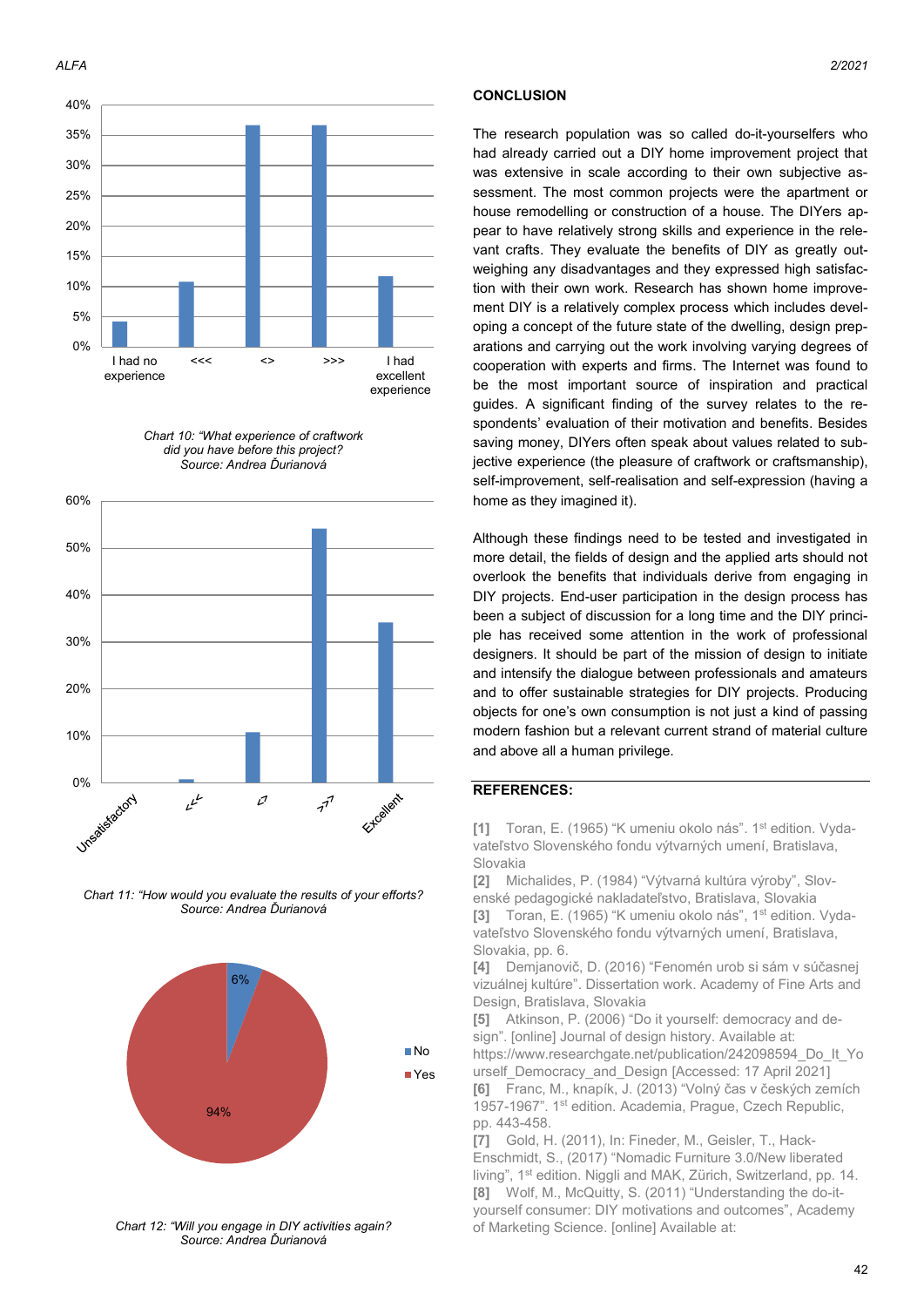Chart 10: "What experience of craftwork did you have before this project?
Source: Andrea Ďurianová

Chart 11: "How would you evaluate the results of your efforts?
Source: Andrea Ďurianová

Chart 12: "Will you engage in DIY activities again?
Source: Andrea Ďurianová

## CONCLUSION

The research population was so called do-it-yourselfers who had already carried out a DIY home improvement project that was extensive in scale according to their own subjective assessment. The most common projects were the apartment or house remodelling or construction of a house. The DIYers appear to have relatively strong skills and experience in the relevant crafts. They evaluate the benefits of DIY as greatly outweighing any disadvantages and they expressed high satisfaction with their own work. Research has shown home improvement DIY is a relatively complex process which includes developing a concept of the future state of the dwelling, design preparations and carrying out the work involving varying degrees of cooperation with experts and firms. The Internet was found to be the most important source of inspiration and practical guides. A significant finding of the survey relates to the respondents' evaluation of their motivation and benefits. Besides saving money, DIYers often speak about values related to subjective experience (the pleasure of craftwork or craftsmanship), self-improvement, self-realisation and self-expression (having a home as they imagined it).

Although these findings need to be tested and investigated in more detail, the fields of design and the applied arts should not overlook the benefits that individuals derive from engaging in DIY projects. End-user participation in the design process has been a subject of discussion for a long time and the DIY principle has received some attention in the work of professional designers. It should be part of the mission of design to initiate and intensify the dialogue between professionals and amateurs and to offer sustainable strategies for DIY projects. Producing objects for one's own consumption is not just a kind of passing modern fashion but a relevant current strand of material culture and above all a human privilege.

## REFERENCES:

[1] Toran, E. (1965) "K umeniu okolo nás". 1st edition. Vydavateľstvo Slovenského fondu výtvarných umení, Bratislava, Slovakia

[2] Michalides, P. (1984) "Výtvarná kultúra výroby", Slovenské pedagogické nakladateľstvo, Bratislava, Slovakia

[3] Toran, E. (1965) "K umeniu okolo nás", 1st edition. Vydavateľstvo Slovenského fondu výtvarných umení, Bratislava, Slovakia, pp. 6.

[4] Demjanovič, D. (2016) "Fenomén urob si sám v súčasnej vizuálnej kultúre". Dissertation work. Academy of Fine Arts and Design, Bratislava, Slovakia

[5] Atkinson, P. (2006) "Do it yourself: democracy and design". [online] Journal of design history. Available at: https://www.researchgate.net/publication/242098594_Do_It_Yourself_Democracy_and_Design [Accessed: 17 April 2021]

[6] Franc, M., knapík, J. (2013) "Volný čas v českých zemích 1957-1967". 1st edition. Academia, Prague, Czech Republic, pp. 443-458.

[7] Gold, H. (2011), In: Fineder, M., Geisler, T., Hack-Enschmidt, S., (2017) "Nomadic Furniture 3.0/New liberated living", 1st edition. Niggli and MAK, Zürich, Switzerland, pp. 14.

[8] Wolf, M., McQuitty, S. (2011) "Understanding the do-it-yourself consumer: DIY motivations and outcomes", Academy of Marketing Science. [online] Available at: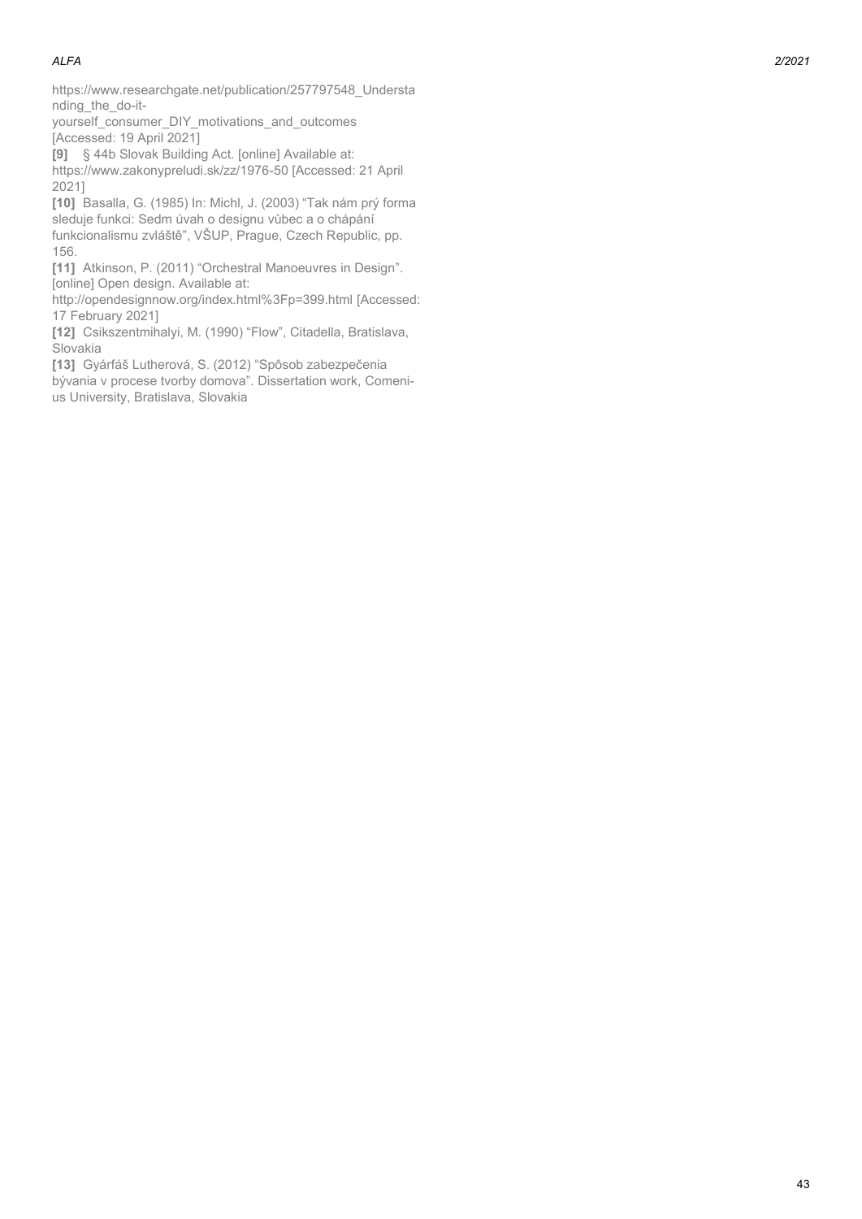https://www.researchgate.net/publication/257797548_Understanding_the_do-it-yourself_consumer_DIY_motivations_and_outcomes [Accessed: 19 April 2021]

**[9]** § 44b Slovak Building Act. [online] Available at: https://www.zakonypreludi.sk/zz/1976-50 [Accessed: 21 April 2021]

**[10]** Basalla, G. (1985) In: Michl, J. (2003) "Tak nám prý forma sleduje funkci: Sedm úvah o designu vůbec a o chápání funkcionalismu zvláště", VŠUP, Prague, Czech Republic, pp. 156.

**[11]** Atkinson, P. (2011) "Orchestral Manoeuvres in Design". [online] Open design. Available at: http://opendesignnow.org/index.html%3Fp=399.html [Accessed: 17 February 2021]

**[12]** Csikszentmihalyi, M. (1990) "Flow", Citadella, Bratislava, Slovakia

**[13]** Gyárfáš Lutherová, S. (2012) "Spôsob zabezpečenia bývania v procese tvorby domova". Dissertation work, Comenius University, Bratislava, Slovakia